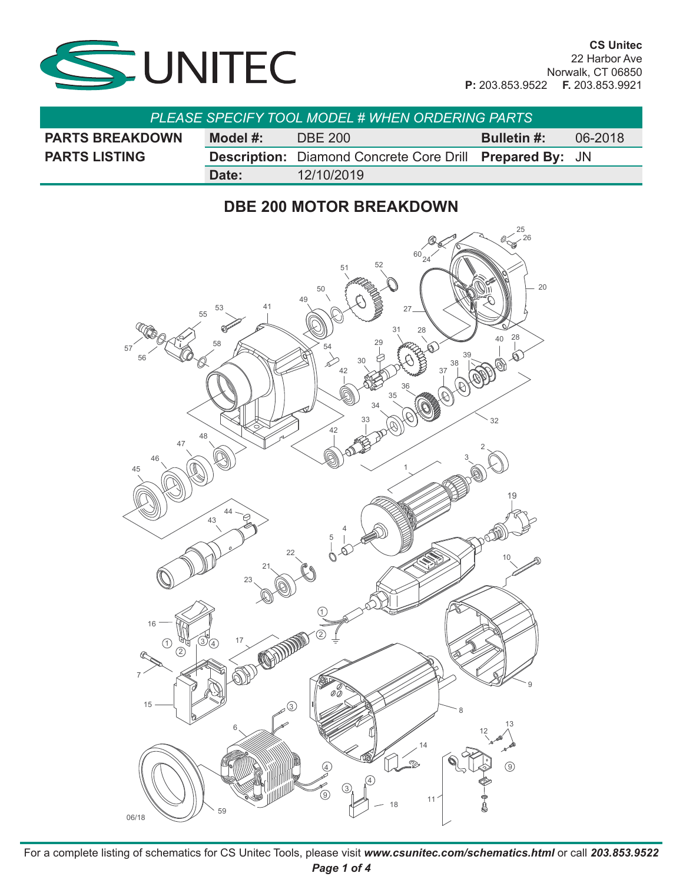CS Unitec
22 Harbor Ave
Norwalk, CT 06850
**P:** 203.853.9522 **F.** 203.853.9921

*PLEASE SPECIFY TOOL MODEL # WHEN ORDERING PARTS*

| **PARTS BREAKDOWN** | **Model #:** | DBE 200 | **Bulletin #:** | 06-2018 |
|---|---|---|---|---|
| **PARTS LISTING** | **Description:** | Diamond Concrete Core Drill | **Prepared By:** | JN |
| | **Date:** | 12/10/2019 | | |

## DBE 200 MOTOR BREAKDOWN

For a complete listing of schematics for CS Unitec Tools, please visit ***www.csunitec.com/schematics.html*** or call ***203.853.9522***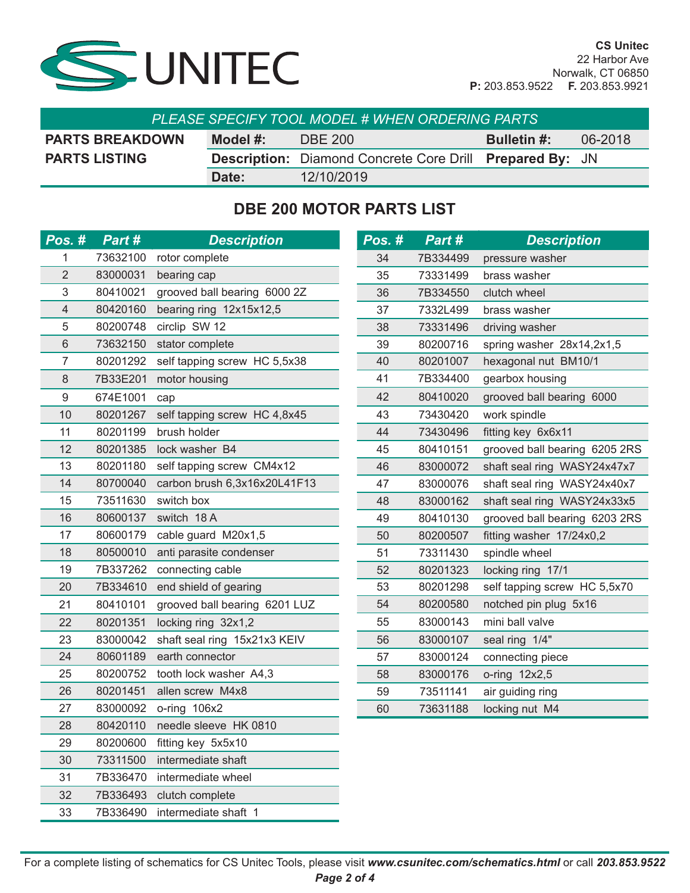CS Unitec
22 Harbor Ave
Norwalk, CT 06850
**P:** 203.853.9522 **F.** 203.853.9921

*PLEASE SPECIFY TOOL MODEL # WHEN ORDERING PARTS*

| | | | | |
|---|---|---|---|---|
| **PARTS BREAKDOWN** | **Model #:** | DBE 200 | **Bulletin #:** | 06-2018 |
| **PARTS LISTING** | **Description:** | Diamond Concrete Core Drill | **Prepared By:** | JN |
| | **Date:** | 12/10/2019 | | |

## DBE 200 MOTOR PARTS LIST

| Pos. # | Part # | Description |
|---|---|---|
| 1 | 73632100 | rotor complete |
| 2 | 83000031 | bearing cap |
| 3 | 80410021 | grooved ball bearing 6000 2Z |
| 4 | 80420160 | bearing ring 12x15x12,5 |
| 5 | 80200748 | circlip SW 12 |
| 6 | 73632150 | stator complete |
| 7 | 80201292 | self tapping screw HC 5,5x38 |
| 8 | 7B33E201 | motor housing |
| 9 | 674E1001 | cap |
| 10 | 80201267 | self tapping screw HC 4,8x45 |
| 11 | 80201199 | brush holder |
| 12 | 80201385 | lock washer B4 |
| 13 | 80201180 | self tapping screw CM4x12 |
| 14 | 80700040 | carbon brush 6,3x16x20L41F13 |
| 15 | 73511630 | switch box |
| 16 | 80600137 | switch 18 A |
| 17 | 80600179 | cable guard M20x1,5 |
| 18 | 80500010 | anti parasite condenser |
| 19 | 7B337262 | connecting cable |
| 20 | 7B334610 | end shield of gearing |
| 21 | 80410101 | grooved ball bearing 6201 LUZ |
| 22 | 80201351 | locking ring 32x1,2 |
| 23 | 83000042 | shaft seal ring 15x21x3 KEIV |
| 24 | 80601189 | earth connector |
| 25 | 80200752 | tooth lock washer A4,3 |
| 26 | 80201451 | allen screw M4x8 |
| 27 | 83000092 | o-ring 106x2 |
| 28 | 80420110 | needle sleeve HK 0810 |
| 29 | 80200600 | fitting key 5x5x10 |
| 30 | 73311500 | intermediate shaft |
| 31 | 7B336470 | intermediate wheel |
| 32 | 7B336493 | clutch complete |
| 33 | 7B336490 | intermediate shaft 1 |
| 34 | 7B334499 | pressure washer |
| 35 | 73331499 | brass washer |
| 36 | 7B334550 | clutch wheel |
| 37 | 7332L499 | brass washer |
| 38 | 73331496 | driving washer |
| 39 | 80200716 | spring washer 28x14,2x1,5 |
| 40 | 80201007 | hexagonal nut BM10/1 |
| 41 | 7B334400 | gearbox housing |
| 42 | 80410020 | grooved ball bearing 6000 |
| 43 | 73430420 | work spindle |
| 44 | 73430496 | fitting key 6x6x11 |
| 45 | 80410151 | grooved ball bearing 6205 2RS |
| 46 | 83000072 | shaft seal ring WASY24x47x7 |
| 47 | 83000076 | shaft seal ring WASY24x40x7 |
| 48 | 83000162 | shaft seal ring WASY24x33x5 |
| 49 | 80410130 | grooved ball bearing 6203 2RS |
| 50 | 80200507 | fitting washer 17/24x0,2 |
| 51 | 73311430 | spindle wheel |
| 52 | 80201323 | locking ring 17/1 |
| 53 | 80201298 | self tapping screw HC 5,5x70 |
| 54 | 80200580 | notched pin plug 5x16 |
| 55 | 83000143 | mini ball valve |
| 56 | 83000107 | seal ring 1/4" |
| 57 | 83000124 | connecting piece |
| 58 | 83000176 | o-ring 12x2,5 |
| 59 | 73511141 | air guiding ring |
| 60 | 73631188 | locking nut M4 |

For a complete listing of schematics for CS Unitec Tools, please visit ***www.csunitec.com/schematics.html*** or call ***203.853.9522***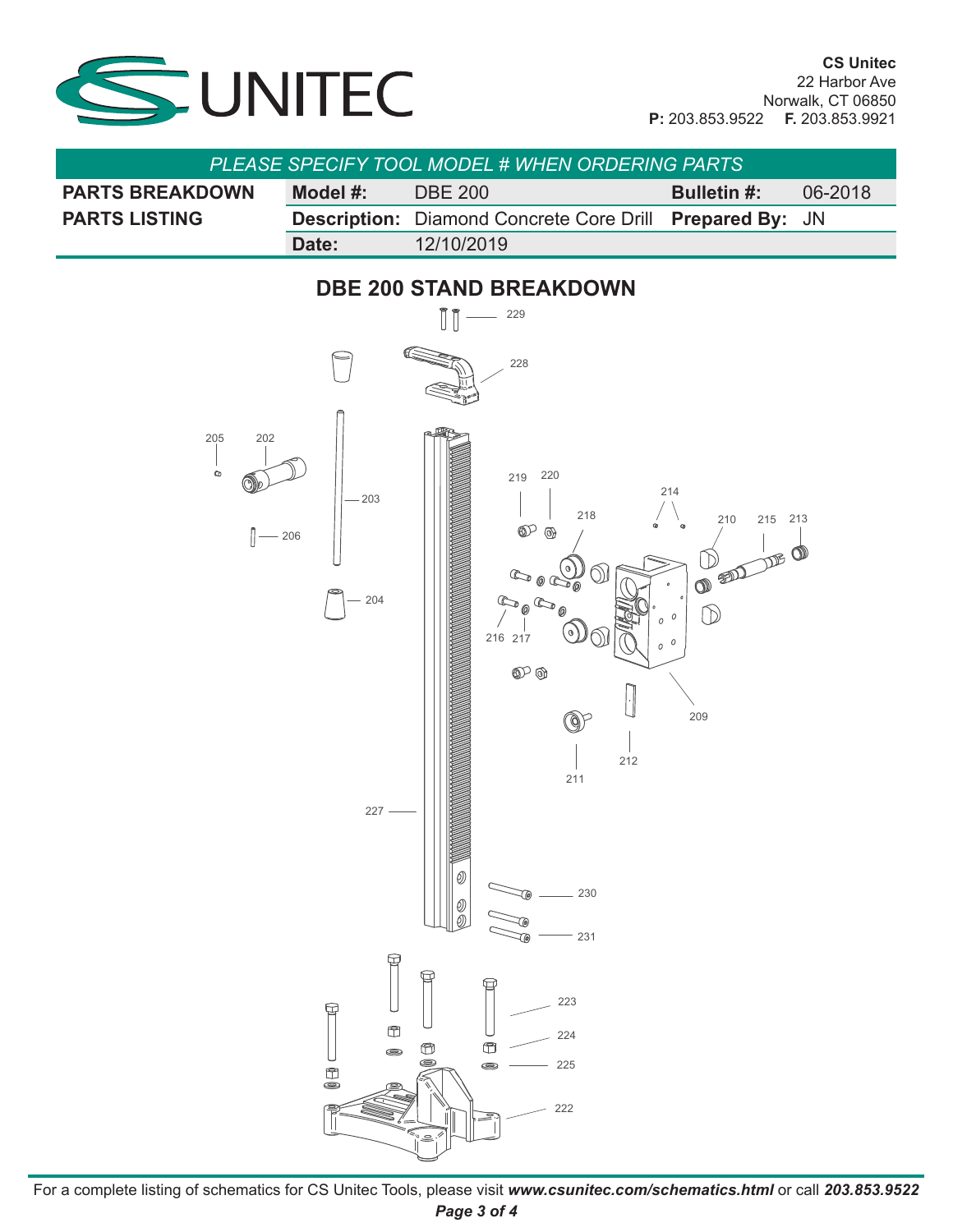**CS Unitec**
22 Harbor Ave
Norwalk, CT 06850
**P:** 203.853.9522 **F.** 203.853.9921

*PLEASE SPECIFY TOOL MODEL # WHEN ORDERING PARTS*

| **PARTS BREAKDOWN** | **Model #:** | DBE 200 | **Bulletin #:** | 06-2018 |
|---|---|---|---|---|
| **PARTS LISTING** | **Description:** | Diamond Concrete Core Drill | **Prepared By:** | JN |
| | **Date:** | 12/10/2019 | | |

## DBE 200 STAND BREAKDOWN

229
228
205
202
203
206
204
219
220
214
218
210
215
213
216
217
209
211
212
227
230
231
223
224
225
222

For a complete listing of schematics for CS Unitec Tools, please visit ***www.csunitec.com/schematics.html*** or call ***203.853.9522***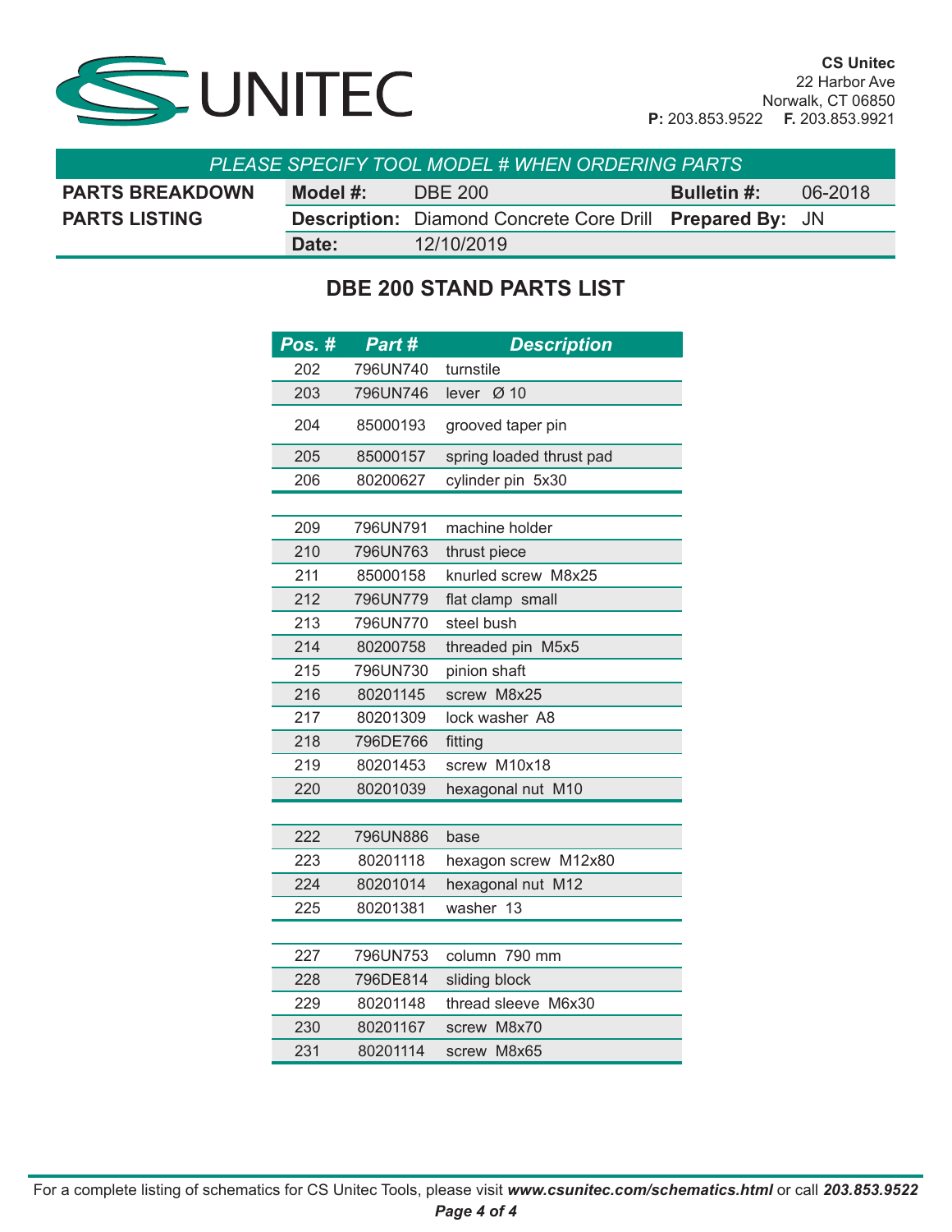CS UNITEC

**CS Unitec**
22 Harbor Ave
Norwalk, CT 06850
**P:** 203.853.9522 **F.** 203.853.9921

*PLEASE SPECIFY TOOL MODEL # WHEN ORDERING PARTS*

| | | | | |
|---|---|---|---|---|
| **PARTS BREAKDOWN** | **Model #:** | DBE 200 | **Bulletin #:** | 06-2018 |
| **PARTS LISTING** | **Description:** | Diamond Concrete Core Drill | **Prepared By:** | JN |
| | **Date:** | 12/10/2019 | | |

## DBE 200 STAND PARTS LIST

| Pos. # | Part # | Description |
|---|---|---|
| 202 | 796UN740 | turnstile |
| 203 | 796UN746 | lever Ø 10 |
| 204 | 85000193 | grooved taper pin |
| 205 | 85000157 | spring loaded thrust pad |
| 206 | 80200627 | cylinder pin 5x30 |
| | | |
| 209 | 796UN791 | machine holder |
| 210 | 796UN763 | thrust piece |
| 211 | 85000158 | knurled screw M8x25 |
| 212 | 796UN779 | flat clamp small |
| 213 | 796UN770 | steel bush |
| 214 | 80200758 | threaded pin M5x5 |
| 215 | 796UN730 | pinion shaft |
| 216 | 80201145 | screw M8x25 |
| 217 | 80201309 | lock washer A8 |
| 218 | 796DE766 | fitting |
| 219 | 80201453 | screw M10x18 |
| 220 | 80201039 | hexagonal nut M10 |
| | | |
| 222 | 796UN886 | base |
| 223 | 80201118 | hexagon screw M12x80 |
| 224 | 80201014 | hexagonal nut M12 |
| 225 | 80201381 | washer 13 |
| | | |
| 227 | 796UN753 | column 790 mm |
| 228 | 796DE814 | sliding block |
| 229 | 80201148 | thread sleeve M6x30 |
| 230 | 80201167 | screw M8x70 |
| 231 | 80201114 | screw M8x65 |

For a complete listing of schematics for CS Unitec Tools, please visit ***www.csunitec.com/schematics.html*** or call ***203.853.9522***